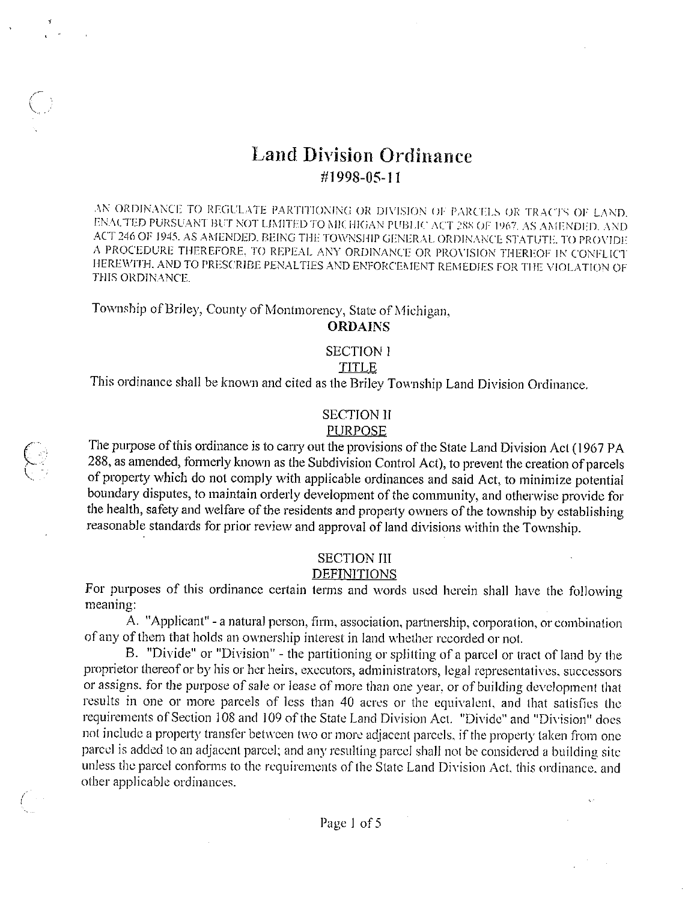# Land Division Ordinance

## #1998-05-11

AN ORDINANCE TO REGULATE PARTITIONING OR DIVISION OF PARCELS OR TRACTS OF LAND, ENACTED PURSUANT BUT NOT LIMITED TO MICHIGAN PUBLIC ACT 288 OF 1967, AS AMENDED, AND ACT 246 OF 1945, AS AMENDED, BEING THE TOWNSHIP GENERAL ORDINANCE STATUTE, TO PROVIDE A PROCEDURE THEREFORE, TO REPEAL ANY ORDINANCE OR PROVISION THEREOF IN CONFLICT HEREWITH, AND TO PRESCRIBE PENALTIES AND ENFORCEMENT REMEDIES FOR THE VIOLATION OF THIS ORDINANCE.

Township of Briley, County of Montmorency, State of Michigan,

**ORDAINS**

### SECTION I

### TITLE

This ordinance shall be known and cited as the Briley Township Land Division Ordinance.

### SECTION II

### PURPOSE

The purpose of this ordinance is to carry out the provisions of the State Land Division Act (1967 PA 288, as amended, formerly known as the Subdivision Control Act), to prevent the creation of parcels of property which do not comply with applicable ordinances and said Act, to minimize potential boundary disputes, to maintain orderly development of the community, and otherwise provide for the health, safety and welfare of the residents and property owners of the township by establishing reasonable standards for prior review and approval of land divisions within the Township.

### SECTION III

### DEFINITIONS

For purposes of this ordinance certain terms and words used herein shall have the following meaning:

A. "Applicant" - a natural person, firm, association, partnership, corporation, or combination of any of them that holds an ownership interest in land whether recorded or not.

B. "Divide" or "Division" - the partitioning or splitting of a parcel or tract of land by the proprietor thereof or by his or her heirs, executors, administrators, legal representatives, successors or assigns, for the purpose of sale or lease of more than one year, or of building development that results in one or more parcels of less than 40 acres or the equivalent, and that satisfies the requirements of Section 108 and 109 of the State Land Division Act. "Divide" and "Division" does not include a property transfer between two or more adjacent parcels, if the property taken from one parcel is added to an adjacent parcel; and any resulting parcel shall not be considered a building site unless the parcel conforms to the requirements of the State Land Division Act, this ordinance, and other applicable ordinances.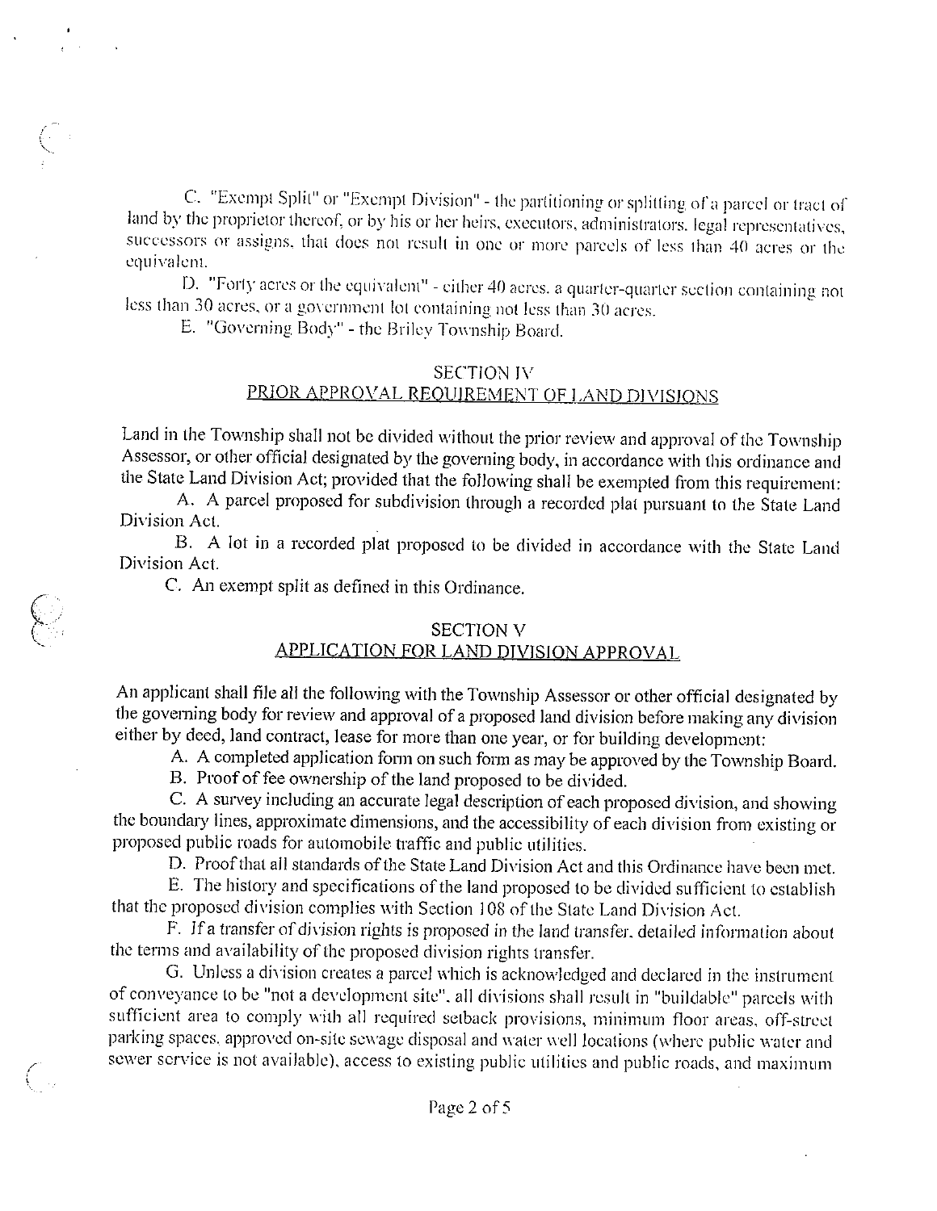C. "Exempt Split" or "Exempt Division" - the partitioning or splitting of a parcel or tract of land by the proprietor thereof, or by his or her heirs, executors, administrators, legal representatives, successors or assigns, that does not result in one or more parcels of less than 40 acres or the equivalent.

D. "Forty acres or the equivalent" - either 40 acres, a quarter-quarter section containing not less than 30 acres, or a government lot containing not less than 30 acres.

E. "Governing Body" - the Briley Township Board.

## SECTION IV
## PRIOR APPROVAL REQUIREMENT OF LAND DIVISIONS

Land in the Township shall not be divided without the prior review and approval of the Township Assessor, or other official designated by the governing body, in accordance with this ordinance and the State Land Division Act; provided that the following shall be exempted from this requirement:

A. A parcel proposed for subdivision through a recorded plat pursuant to the State Land Division Act.

B. A lot in a recorded plat proposed to be divided in accordance with the State Land Division Act.

C. An exempt split as defined in this Ordinance.

## SECTION V
## APPLICATION FOR LAND DIVISION APPROVAL

An applicant shall file all the following with the Township Assessor or other official designated by the governing body for review and approval of a proposed land division before making any division either by deed, land contract, lease for more than one year, or for building development:

A. A completed application form on such form as may be approved by the Township Board.

B. Proof of fee ownership of the land proposed to be divided.

C. A survey including an accurate legal description of each proposed division, and showing the boundary lines, approximate dimensions, and the accessibility of each division from existing or proposed public roads for automobile traffic and public utilities.

D. Proof that all standards of the State Land Division Act and this Ordinance have been met.

E. The history and specifications of the land proposed to be divided sufficient to establish that the proposed division complies with Section 108 of the State Land Division Act.

F. If a transfer of division rights is proposed in the land transfer, detailed information about the terms and availability of the proposed division rights transfer.

G. Unless a division creates a parcel which is acknowledged and declared in the instrument of conveyance to be "not a development site", all divisions shall result in "buildable" parcels with sufficient area to comply with all required setback provisions, minimum floor areas, off-street parking spaces, approved on-site sewage disposal and water well locations (where public water and sewer service is not available), access to existing public utilities and public roads, and maximum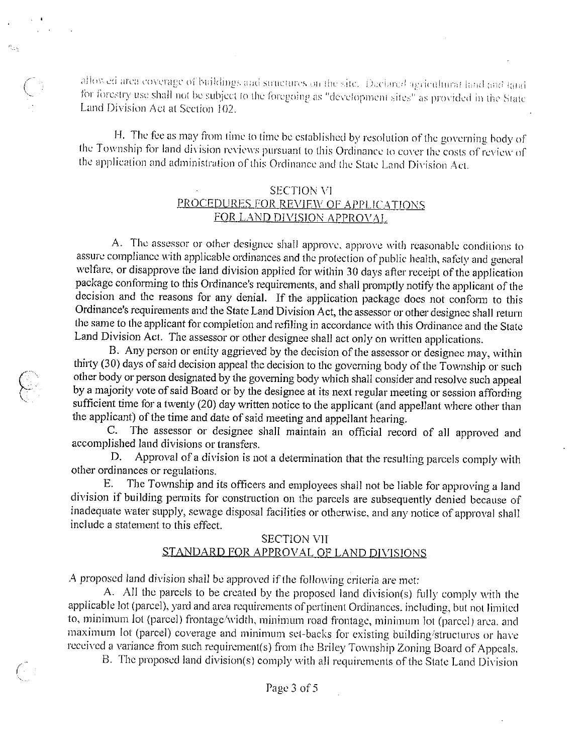allowed area coverage of buildings and structures on the site. Declared agricultural land and land for forestry use shall not be subject to the foregoing as "development sites" as provided in the State Land Division Act at Section 102.

H. The fee as may from time to time be established by resolution of the governing body of the Township for land division reviews pursuant to this Ordinance to cover the costs of review of the application and administration of this Ordinance and the State Land Division Act.

## SECTION VI
## PROCEDURES FOR REVIEW OF APPLICATIONS FOR LAND DIVISION APPROVAL

A. The assessor or other designee shall approve, approve with reasonable conditions to assure compliance with applicable ordinances and the protection of public health, safety and general welfare, or disapprove the land division applied for within 30 days after receipt of the application package conforming to this Ordinance's requirements, and shall promptly notify the applicant of the decision and the reasons for any denial. If the application package does not conform to this Ordinance's requirements and the State Land Division Act, the assessor or other designee shall return the same to the applicant for completion and refiling in accordance with this Ordinance and the State Land Division Act. The assessor or other designee shall act only on written applications.

B. Any person or entity aggrieved by the decision of the assessor or designee may, within thirty (30) days of said decision appeal the decision to the governing body of the Township or such other body or person designated by the governing body which shall consider and resolve such appeal by a majority vote of said Board or by the designee at its next regular meeting or session affording sufficient time for a twenty (20) day written notice to the applicant (and appellant where other than the applicant) of the time and date of said meeting and appellant hearing.

C. The assessor or designee shall maintain an official record of all approved and accomplished land divisions or transfers.

D. Approval of a division is not a determination that the resulting parcels comply with other ordinances or regulations.

E. The Township and its officers and employees shall not be liable for approving a land division if building permits for construction on the parcels are subsequently denied because of inadequate water supply, sewage disposal facilities or otherwise, and any notice of approval shall include a statement to this effect.

## SECTION VII
## STANDARD FOR APPROVAL OF LAND DIVISIONS

A proposed land division shall be approved if the following criteria are met:

A. All the parcels to be created by the proposed land division(s) fully comply with the applicable lot (parcel), yard and area requirements of pertinent Ordinances, including, but not limited to, minimum lot (parcel) frontage/width, minimum road frontage, minimum lot (parcel) area, and maximum lot (parcel) coverage and minimum set-backs for existing building/structures or have received a variance from such requirement(s) from the Briley Township Zoning Board of Appeals.

B. The proposed land division(s) comply with all requirements of the State Land Division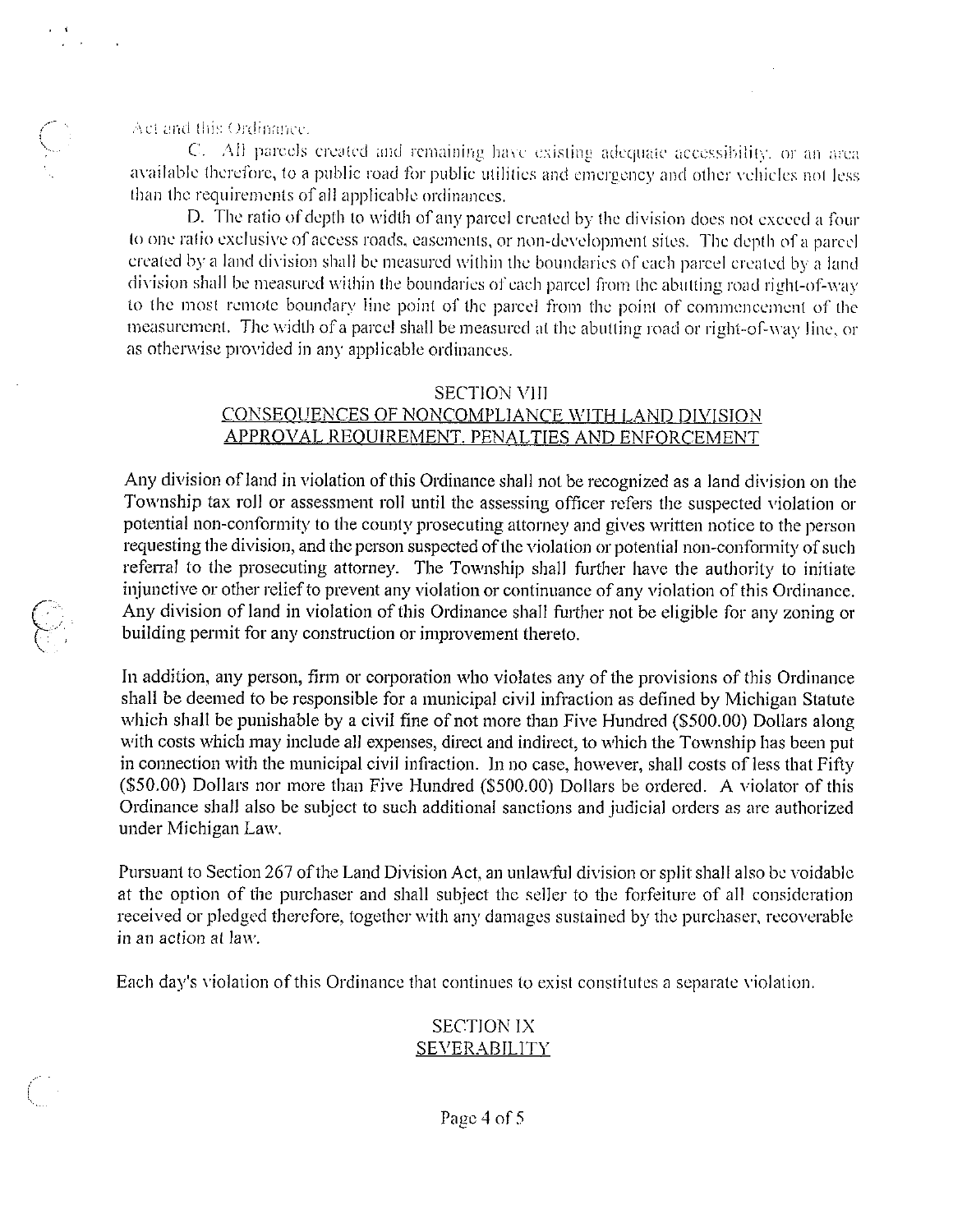Act and this Ordinance.

C. All parcels created and remaining have existing adequate accessibility, or an area available therefore, to a public road for public utilities and emergency and other vehicles not less than the requirements of all applicable ordinances.

D. The ratio of depth to width of any parcel created by the division does not exceed a four to one ratio exclusive of access roads, easements, or non-development sites. The depth of a parcel created by a land division shall be measured within the boundaries of each parcel created by a land division shall be measured within the boundaries of each parcel from the abutting road right-of-way to the most remote boundary line point of the parcel from the point of commencement of the measurement. The width of a parcel shall be measured at the abutting road or right-of-way line, or as otherwise provided in any applicable ordinances.

## SECTION VIII
## CONSEQUENCES OF NONCOMPLIANCE WITH LAND DIVISION APPROVAL REQUIREMENT. PENALTIES AND ENFORCEMENT

Any division of land in violation of this Ordinance shall not be recognized as a land division on the Township tax roll or assessment roll until the assessing officer refers the suspected violation or potential non-conformity to the county prosecuting attorney and gives written notice to the person requesting the division, and the person suspected of the violation or potential non-conformity of such referral to the prosecuting attorney. The Township shall further have the authority to initiate injunctive or other relief to prevent any violation or continuance of any violation of this Ordinance. Any division of land in violation of this Ordinance shall further not be eligible for any zoning or building permit for any construction or improvement thereto.

In addition, any person, firm or corporation who violates any of the provisions of this Ordinance shall be deemed to be responsible for a municipal civil infraction as defined by Michigan Statute which shall be punishable by a civil fine of not more than Five Hundred ($500.00) Dollars along with costs which may include all expenses, direct and indirect, to which the Township has been put in connection with the municipal civil infraction. In no case, however, shall costs of less that Fifty ($50.00) Dollars nor more than Five Hundred ($500.00) Dollars be ordered. A violator of this Ordinance shall also be subject to such additional sanctions and judicial orders as are authorized under Michigan Law.

Pursuant to Section 267 of the Land Division Act, an unlawful division or split shall also be voidable at the option of the purchaser and shall subject the seller to the forfeiture of all consideration received or pledged therefore, together with any damages sustained by the purchaser, recoverable in an action at law.

Each day's violation of this Ordinance that continues to exist constitutes a separate violation.

## SECTION IX
## SEVERABILITY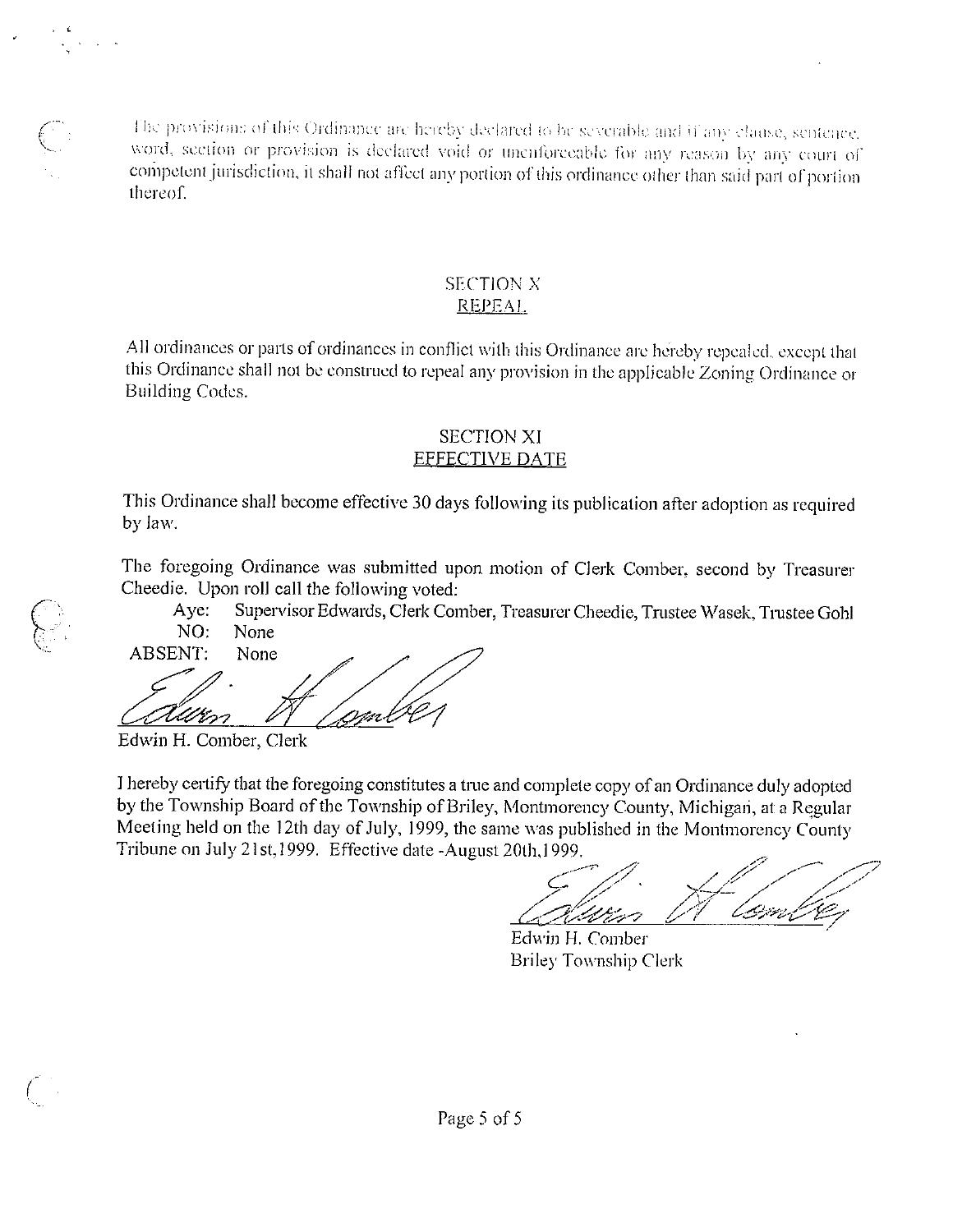The provisions of this Ordinance are hereby declared to be severable and if any clause, sentence, word, section or provision is declared void or unenforceable for any reason by any court of competent jurisdiction, it shall not affect any portion of this ordinance other than said part of portion thereof.

## SECTION X
## REPEAL

All ordinances or parts of ordinances in conflict with this Ordinance are hereby repealed, except that this Ordinance shall not be construed to repeal any provision in the applicable Zoning Ordinance or Building Codes.

## SECTION XI
## EFFECTIVE DATE

This Ordinance shall become effective 30 days following its publication after adoption as required by law.

The foregoing Ordinance was submitted upon motion of Clerk Comber, second by Treasurer Cheedie. Upon roll call the following voted:

Aye: Supervisor Edwards, Clerk Comber, Treasurer Cheedie, Trustee Wasek, Trustee Gohl
NO: None
ABSENT: None

Edwin H. Comber, Clerk

I hereby certify that the foregoing constitutes a true and complete copy of an Ordinance duly adopted by the Township Board of the Township of Briley, Montmorency County, Michigan, at a Regular Meeting held on the 12th day of July, 1999, the same was published in the Montmorency County Tribune on July 21st,1999. Effective date -August 20th,1999.

Edwin H. Comber
Briley Township Clerk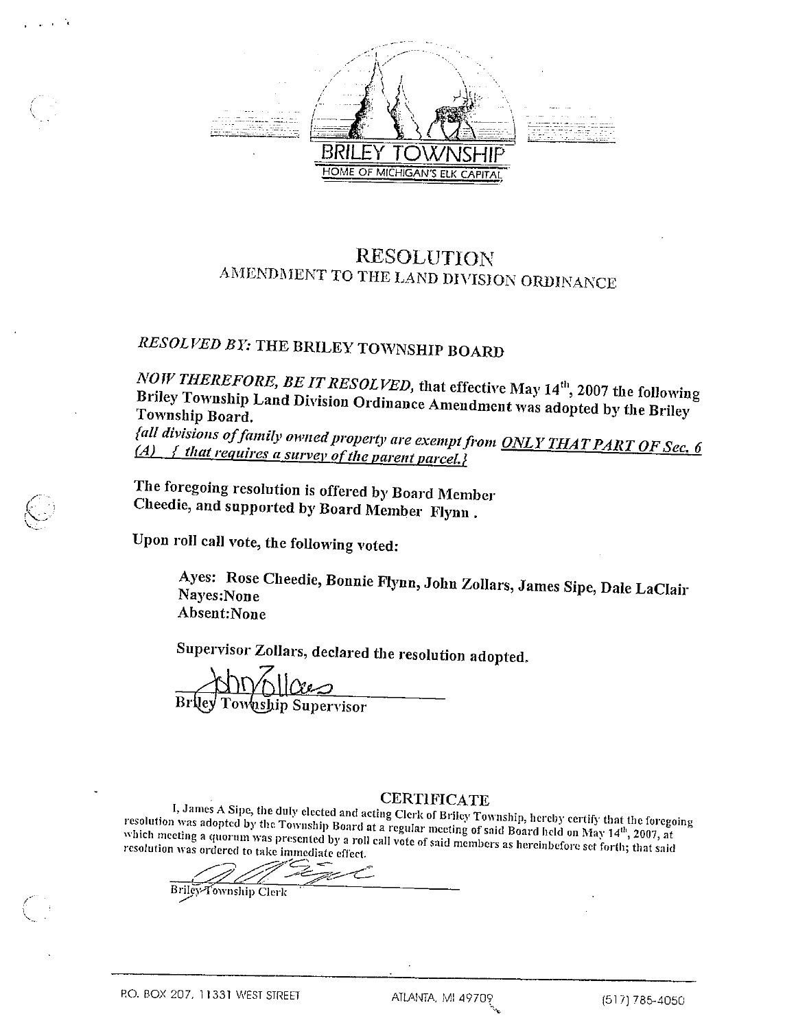BRILEY TOWNSHIP

HOME OF MICHIGAN'S ELK CAPITAL

# RESOLUTION

## AMENDMENT TO THE LAND DIVISION ORDINANCE

*RESOLVED BY:* THE BRILEY TOWNSHIP BOARD

*NOW THEREFORE, BE IT RESOLVED,* that effective May 14th, 2007 the following **Briley Township Land Division Ordinance Amendment** was adopted by the Briley Township Board.

*{all divisions of family owned property are exempt from* ***ONLY THAT PART OF Sec. 6 (A)*** *{ that requires a survey of the parent parcel.}*

**The foregoing resolution is offered by Board Member Cheedie, and supported by Board Member Flynn .**

**Upon roll call vote, the following voted:**

> **Ayes: Rose Cheedie, Bonnie Flynn, John Zollars, James Sipe, Dale LaClair**
> **Nayes:None**
> **Absent:None**

**Supervisor Zollars, declared the resolution adopted.**

Briley Township Supervisor

### CERTIFICATE

I, James A Sipe, the duly elected and acting Clerk of Briley Township, hereby certify that the foregoing resolution was adopted by the Township Board at a regular meeting of said Board held on May 14th, 2007, at which meeting a quorum was presented by a roll call vote of said members as hereinbefore set forth; that said resolution was ordered to take immediate effect.

Briley Township Clerk

P.O. BOX 207, 11331 WEST STREET ATLANTA, MI 49709 (517) 785-4050